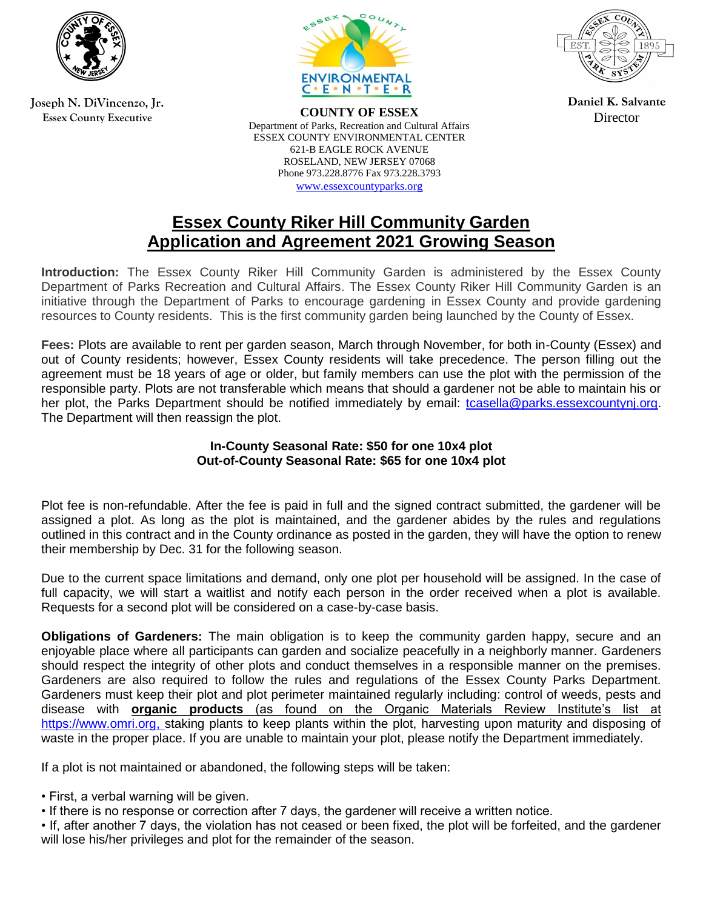Joseph N. DiVincenzo, Jr.
Essex County Executive

**COUNTY OF ESSEX**
Department of Parks, Recreation and Cultural Affairs
ESSEX COUNTY ENVIRONMENTAL CENTER
621-B EAGLE ROCK AVENUE
ROSELAND, NEW JERSEY 07068
Phone 973.228.8776 Fax 973.228.3793
www.essexcountyparks.org

Daniel K. Salvante
Director

# Essex County Riker Hill Community Garden Application and Agreement 2021 Growing Season

**Introduction:** The Essex County Riker Hill Community Garden is administered by the Essex County Department of Parks Recreation and Cultural Affairs. The Essex County Riker Hill Community Garden is an initiative through the Department of Parks to encourage gardening in Essex County and provide gardening resources to County residents. This is the first community garden being launched by the County of Essex.

**Fees:** Plots are available to rent per garden season, March through November, for both in-County (Essex) and out of County residents; however, Essex County residents will take precedence. The person filling out the agreement must be 18 years of age or older, but family members can use the plot with the permission of the responsible party. Plots are not transferable which means that should a gardener not be able to maintain his or her plot, the Parks Department should be notified immediately by email: tcasella@parks.essexcountynj.org. The Department will then reassign the plot.

**In-County Seasonal Rate: $50 for one 10x4 plot**
**Out-of-County Seasonal Rate: $65 for one 10x4 plot**

Plot fee is non-refundable. After the fee is paid in full and the signed contract submitted, the gardener will be assigned a plot. As long as the plot is maintained, and the gardener abides by the rules and regulations outlined in this contract and in the County ordinance as posted in the garden, they will have the option to renew their membership by Dec. 31 for the following season.

Due to the current space limitations and demand, only one plot per household will be assigned. In the case of full capacity, we will start a waitlist and notify each person in the order received when a plot is available. Requests for a second plot will be considered on a case-by-case basis.

**Obligations of Gardeners:** The main obligation is to keep the community garden happy, secure and an enjoyable place where all participants can garden and socialize peacefully in a neighborly manner. Gardeners should respect the integrity of other plots and conduct themselves in a responsible manner on the premises. Gardeners are also required to follow the rules and regulations of the Essex County Parks Department. Gardeners must keep their plot and plot perimeter maintained regularly including: control of weeds, pests and disease with **organic products** (as found on the Organic Materials Review Institute's list at https://www.omri.org, staking plants to keep plants within the plot, harvesting upon maturity and disposing of waste in the proper place. If you are unable to maintain your plot, please notify the Department immediately.

If a plot is not maintained or abandoned, the following steps will be taken:

- First, a verbal warning will be given.
- If there is no response or correction after 7 days, the gardener will receive a written notice.
- If, after another 7 days, the violation has not ceased or been fixed, the plot will be forfeited, and the gardener will lose his/her privileges and plot for the remainder of the season.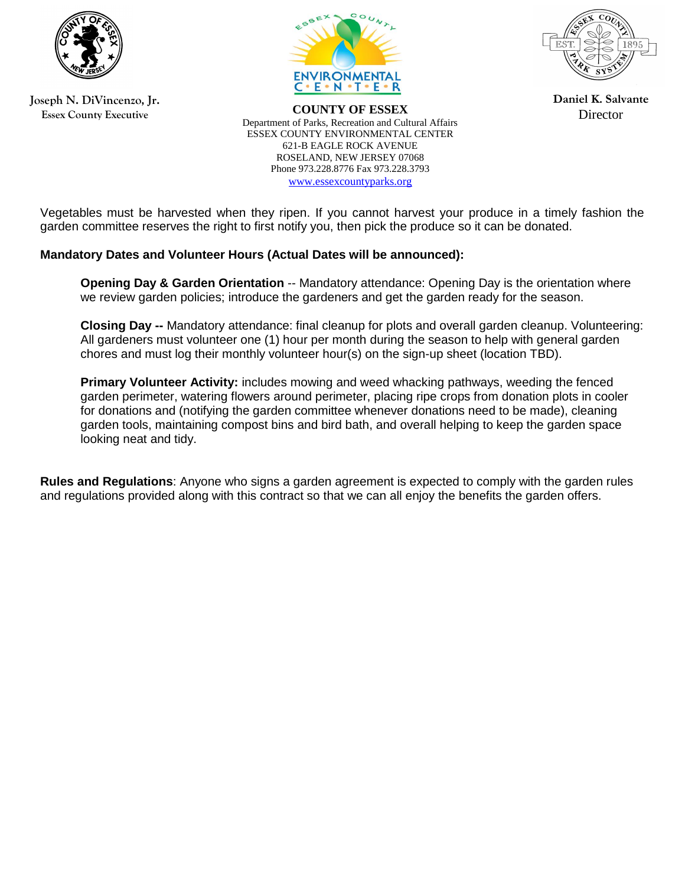Joseph N. DiVincenzo, Jr.
Essex County Executive

**COUNTY OF ESSEX**
Department of Parks, Recreation and Cultural Affairs
ESSEX COUNTY ENVIRONMENTAL CENTER
621-B EAGLE ROCK AVENUE
ROSELAND, NEW JERSEY 07068
Phone 973.228.8776 Fax 973.228.3793
www.essexcountyparks.org

Daniel K. Salvante
Director

Vegetables must be harvested when they ripen. If you cannot harvest your produce in a timely fashion the garden committee reserves the right to first notify you, then pick the produce so it can be donated.

**Mandatory Dates and Volunteer Hours (Actual Dates will be announced):**

**Opening Day & Garden Orientation** -- Mandatory attendance: Opening Day is the orientation where we review garden policies; introduce the gardeners and get the garden ready for the season.

**Closing Day --** Mandatory attendance: final cleanup for plots and overall garden cleanup. Volunteering: All gardeners must volunteer one (1) hour per month during the season to help with general garden chores and must log their monthly volunteer hour(s) on the sign-up sheet (location TBD).

**Primary Volunteer Activity:** includes mowing and weed whacking pathways, weeding the fenced garden perimeter, watering flowers around perimeter, placing ripe crops from donation plots in cooler for donations and (notifying the garden committee whenever donations need to be made), cleaning garden tools, maintaining compost bins and bird bath, and overall helping to keep the garden space looking neat and tidy.

**Rules and Regulations**: Anyone who signs a garden agreement is expected to comply with the garden rules and regulations provided along with this contract so that we can all enjoy the benefits the garden offers.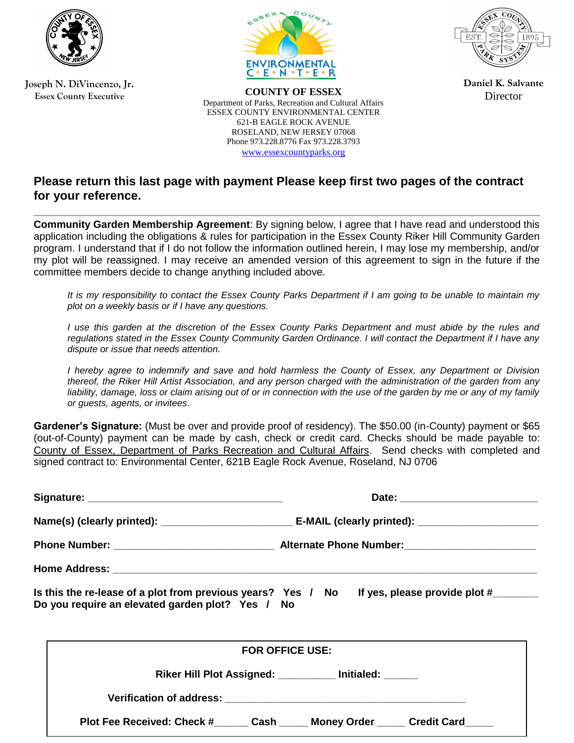Joseph N. DiVincenzo, Jr.
Essex County Executive

**COUNTY OF ESSEX**
Department of Parks, Recreation and Cultural Affairs
ESSEX COUNTY ENVIRONMENTAL CENTER
621-B EAGLE ROCK AVENUE
ROSELAND, NEW JERSEY 07068
Phone 973.228.8776 Fax 973.228.3793
www.essexcountyparks.org

Daniel K. Salvante
Director

## Please return this last page with payment Please keep first two pages of the contract for your reference.

---

**Community Garden Membership Agreement**: By signing below, I agree that I have read and understood this application including the obligations & rules for participation in the Essex County Riker Hill Community Garden program. I understand that if I do not follow the information outlined herein, I may lose my membership, and/or my plot will be reassigned. I may receive an amended version of this agreement to sign in the future if the committee members decide to change anything included above.

*It is my responsibility to contact the Essex County Parks Department if I am going to be unable to maintain my plot on a weekly basis or if I have any questions.*

*I use this garden at the discretion of the Essex County Parks Department and must abide by the rules and regulations stated in the Essex County Community Garden Ordinance. I will contact the Department if I have any dispute or issue that needs attention.*

*I hereby agree to indemnify and save and hold harmless the County of Essex, any Department or Division thereof, the Riker Hill Artist Association, and any person charged with the administration of the garden from any liability, damage, loss or claim arising out of or in connection with the use of the garden by me or any of my family or guests, agents, or invitees*.

**Gardener's Signature:** (Must be over and provide proof of residency). The $50.00 (in-County) payment or $65 (out-of-County) payment can be made by cash, check or credit card. Checks should be made payable to: County of Essex, Department of Parks Recreation and Cultural Affairs. Send checks with completed and signed contract to: Environmental Center, 621B Eagle Rock Avenue, Roseland, NJ 0706

**Signature:** ___________________________________ **Date:** ________________________

**Name(s) (clearly printed):** _______________________ **E-MAIL (clearly printed):** _____________________

**Phone Number:** ____________________________ **Alternate Phone Number:**_______________________

**Home Address:** ___________________________________________________________________________

**Is this the re-lease of a plot from previous years? Yes / No If yes, please provide plot #**________
**Do you require an elevated garden plot? Yes / No**

**FOR OFFICE USE:**

**Riker Hill Plot Assigned:** __________ **Initialed:** ______

**Verification of address:** ___________________________________________

**Plot Fee Received: Check #**______ **Cash** _____ **Money Order** _____ **Credit Card**_____